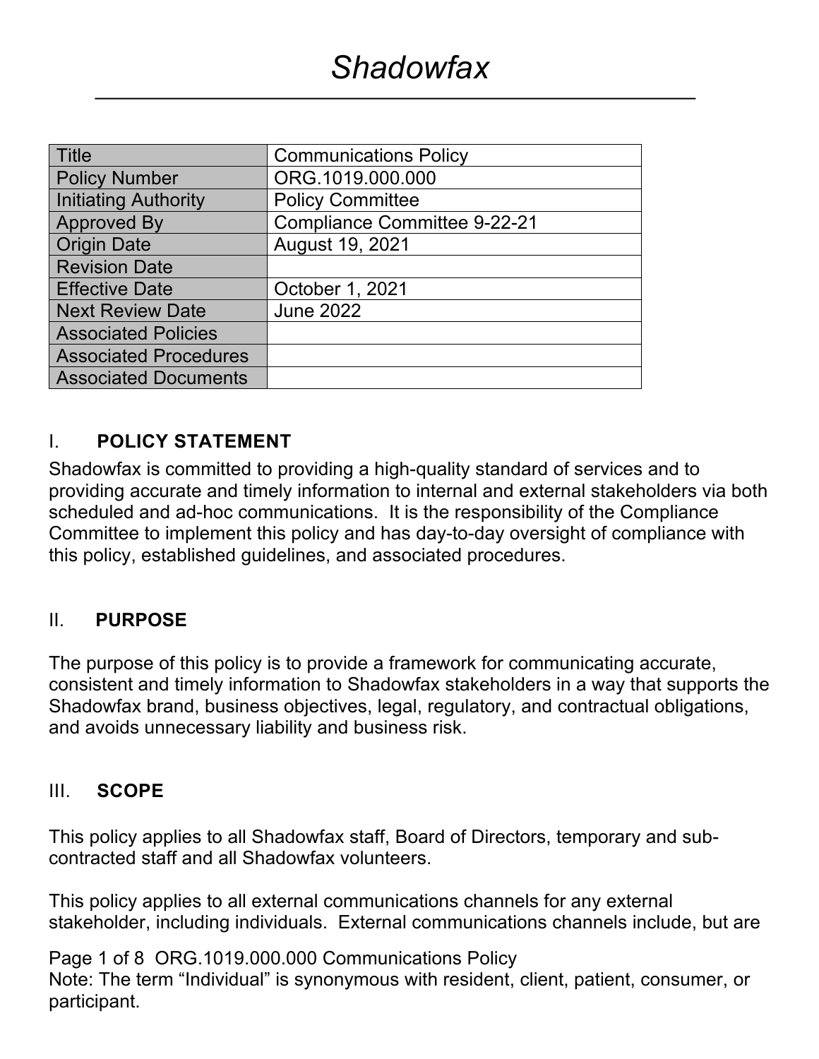# Shadowfax

| Title | Communications Policy |
|---|---|
| Policy Number | ORG.1019.000.000 |
| Initiating Authority | Policy Committee |
| Approved By | Compliance Committee 9-22-21 |
| Origin Date | August 19, 2021 |
| Revision Date | |
| Effective Date | October 1, 2021 |
| Next Review Date | June 2022 |
| Associated Policies | |
| Associated Procedures | |
| Associated Documents | |

## I. POLICY STATEMENT

Shadowfax is committed to providing a high-quality standard of services and to providing accurate and timely information to internal and external stakeholders via both scheduled and ad-hoc communications. It is the responsibility of the Compliance Committee to implement this policy and has day-to-day oversight of compliance with this policy, established guidelines, and associated procedures.

## II. PURPOSE

The purpose of this policy is to provide a framework for communicating accurate, consistent and timely information to Shadowfax stakeholders in a way that supports the Shadowfax brand, business objectives, legal, regulatory, and contractual obligations, and avoids unnecessary liability and business risk.

## III. SCOPE

This policy applies to all Shadowfax staff, Board of Directors, temporary and sub-contracted staff and all Shadowfax volunteers.

This policy applies to all external communications channels for any external stakeholder, including individuals. External communications channels include, but are

Note: The term “Individual” is synonymous with resident, client, patient, consumer, or participant.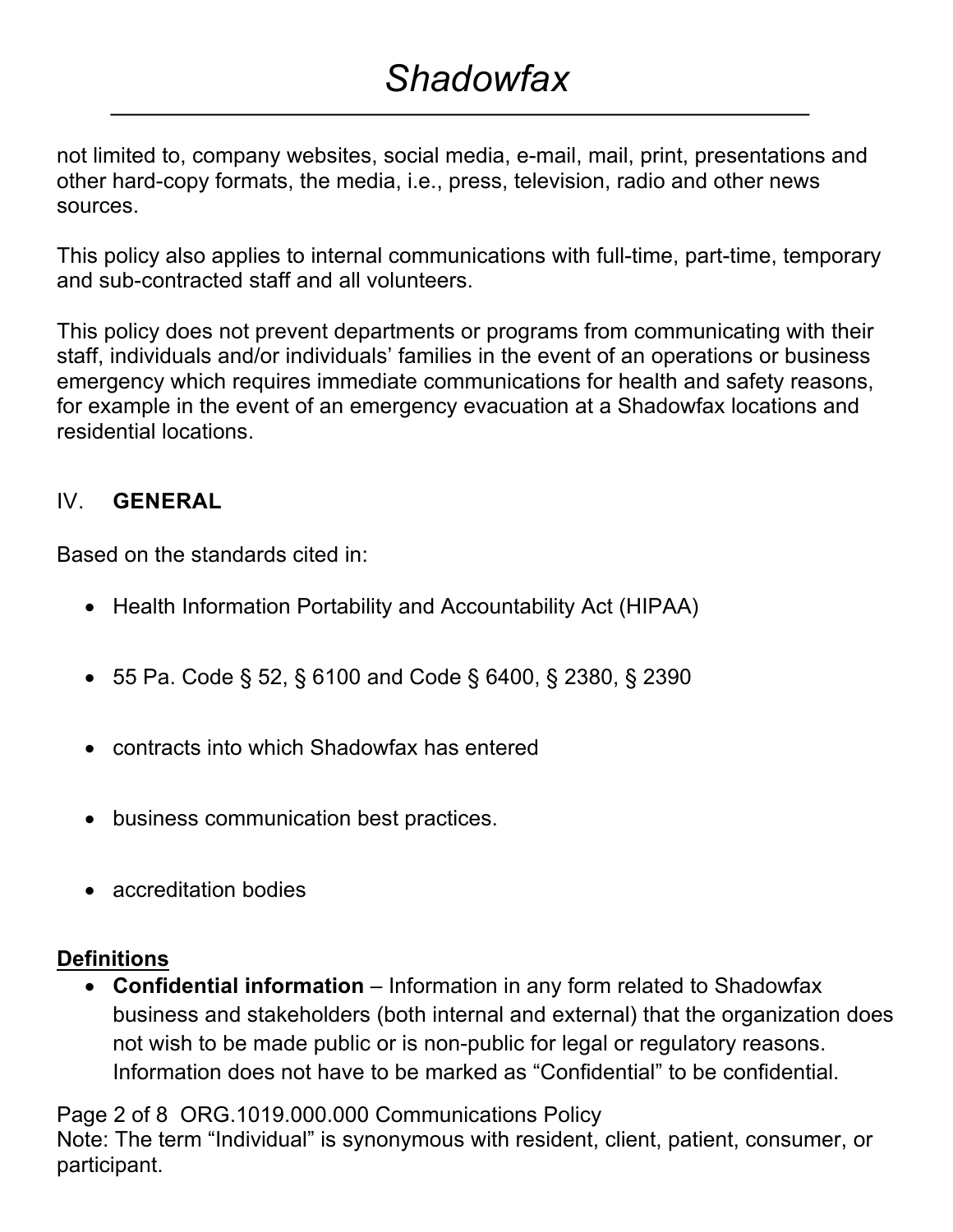not limited to, company websites, social media, e-mail, mail, print, presentations and other hard-copy formats, the media, i.e., press, television, radio and other news sources.

This policy also applies to internal communications with full-time, part-time, temporary and sub-contracted staff and all volunteers.

This policy does not prevent departments or programs from communicating with their staff, individuals and/or individuals' families in the event of an operations or business emergency which requires immediate communications for health and safety reasons, for example in the event of an emergency evacuation at a Shadowfax locations and residential locations.

## IV. **GENERAL**

Based on the standards cited in:

- Health Information Portability and Accountability Act (HIPAA)
- 55 Pa. Code § 52, § 6100 and Code § 6400, § 2380, § 2390
- contracts into which Shadowfax has entered
- business communication best practices.
- accreditation bodies

**Definitions**

- **Confidential information** – Information in any form related to Shadowfax business and stakeholders (both internal and external) that the organization does not wish to be made public or is non-public for legal or regulatory reasons. Information does not have to be marked as "Confidential" to be confidential.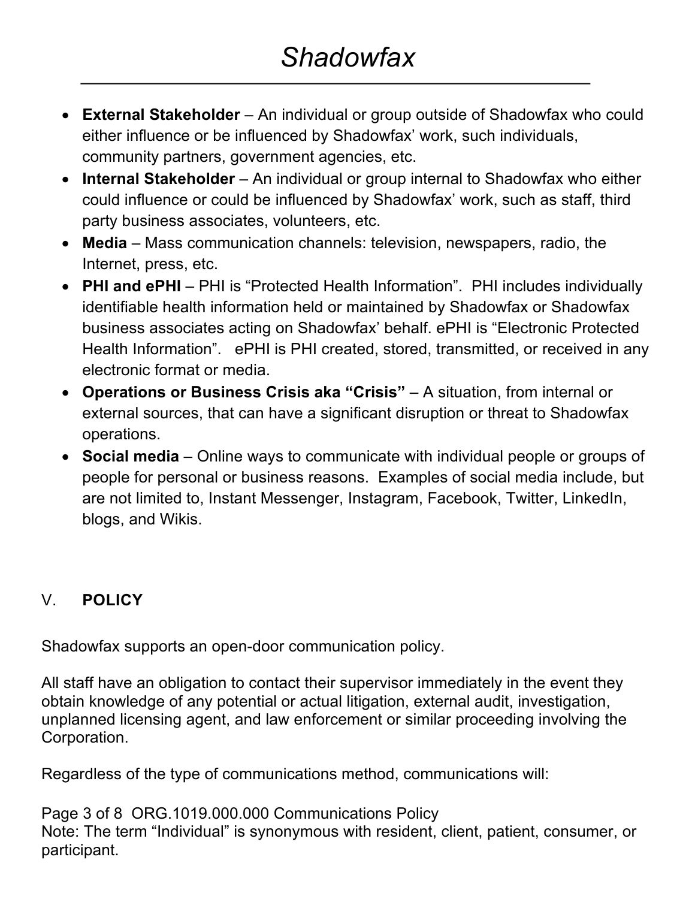- **External Stakeholder** – An individual or group outside of Shadowfax who could either influence or be influenced by Shadowfax' work, such individuals, community partners, government agencies, etc.
- **Internal Stakeholder** – An individual or group internal to Shadowfax who either could influence or could be influenced by Shadowfax' work, such as staff, third party business associates, volunteers, etc.
- **Media** – Mass communication channels: television, newspapers, radio, the Internet, press, etc.
- **PHI and ePHI** – PHI is "Protected Health Information". PHI includes individually identifiable health information held or maintained by Shadowfax or Shadowfax business associates acting on Shadowfax' behalf. ePHI is "Electronic Protected Health Information". ePHI is PHI created, stored, transmitted, or received in any electronic format or media.
- **Operations or Business Crisis aka "Crisis"** – A situation, from internal or external sources, that can have a significant disruption or threat to Shadowfax operations.
- **Social media** – Online ways to communicate with individual people or groups of people for personal or business reasons. Examples of social media include, but are not limited to, Instant Messenger, Instagram, Facebook, Twitter, LinkedIn, blogs, and Wikis.

## V. POLICY

Shadowfax supports an open-door communication policy.

All staff have an obligation to contact their supervisor immediately in the event they obtain knowledge of any potential or actual litigation, external audit, investigation, unplanned licensing agent, and law enforcement or similar proceeding involving the Corporation.

Regardless of the type of communications method, communications will:

Note: The term "Individual" is synonymous with resident, client, patient, consumer, or participant.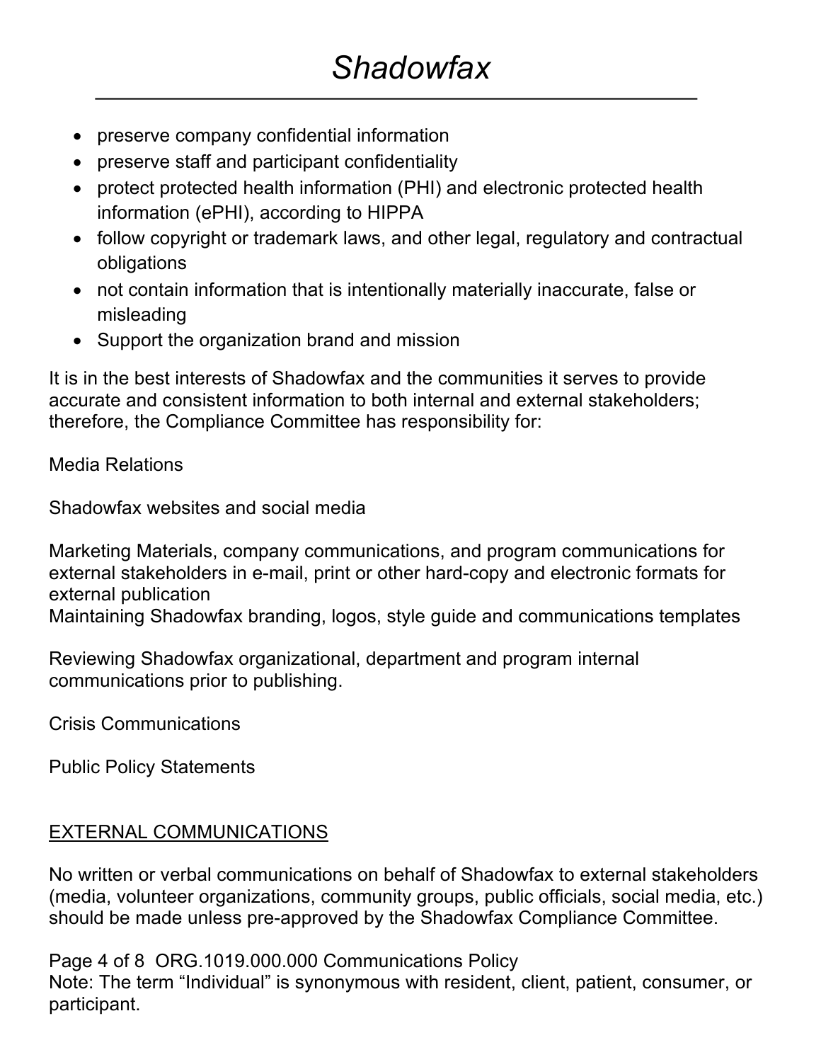- preserve company confidential information
- preserve staff and participant confidentiality
- protect protected health information (PHI) and electronic protected health information (ePHI), according to HIPPA
- follow copyright or trademark laws, and other legal, regulatory and contractual obligations
- not contain information that is intentionally materially inaccurate, false or misleading
- Support the organization brand and mission

It is in the best interests of Shadowfax and the communities it serves to provide accurate and consistent information to both internal and external stakeholders; therefore, the Compliance Committee has responsibility for:

Media Relations

Shadowfax websites and social media

Marketing Materials, company communications, and program communications for external stakeholders in e-mail, print or other hard-copy and electronic formats for external publication
Maintaining Shadowfax branding, logos, style guide and communications templates

Reviewing Shadowfax organizational, department and program internal communications prior to publishing.

Crisis Communications

Public Policy Statements

EXTERNAL COMMUNICATIONS

No written or verbal communications on behalf of Shadowfax to external stakeholders (media, volunteer organizations, community groups, public officials, social media, etc.) should be made unless pre-approved by the Shadowfax Compliance Committee.

Note: The term "Individual" is synonymous with resident, client, patient, consumer, or participant.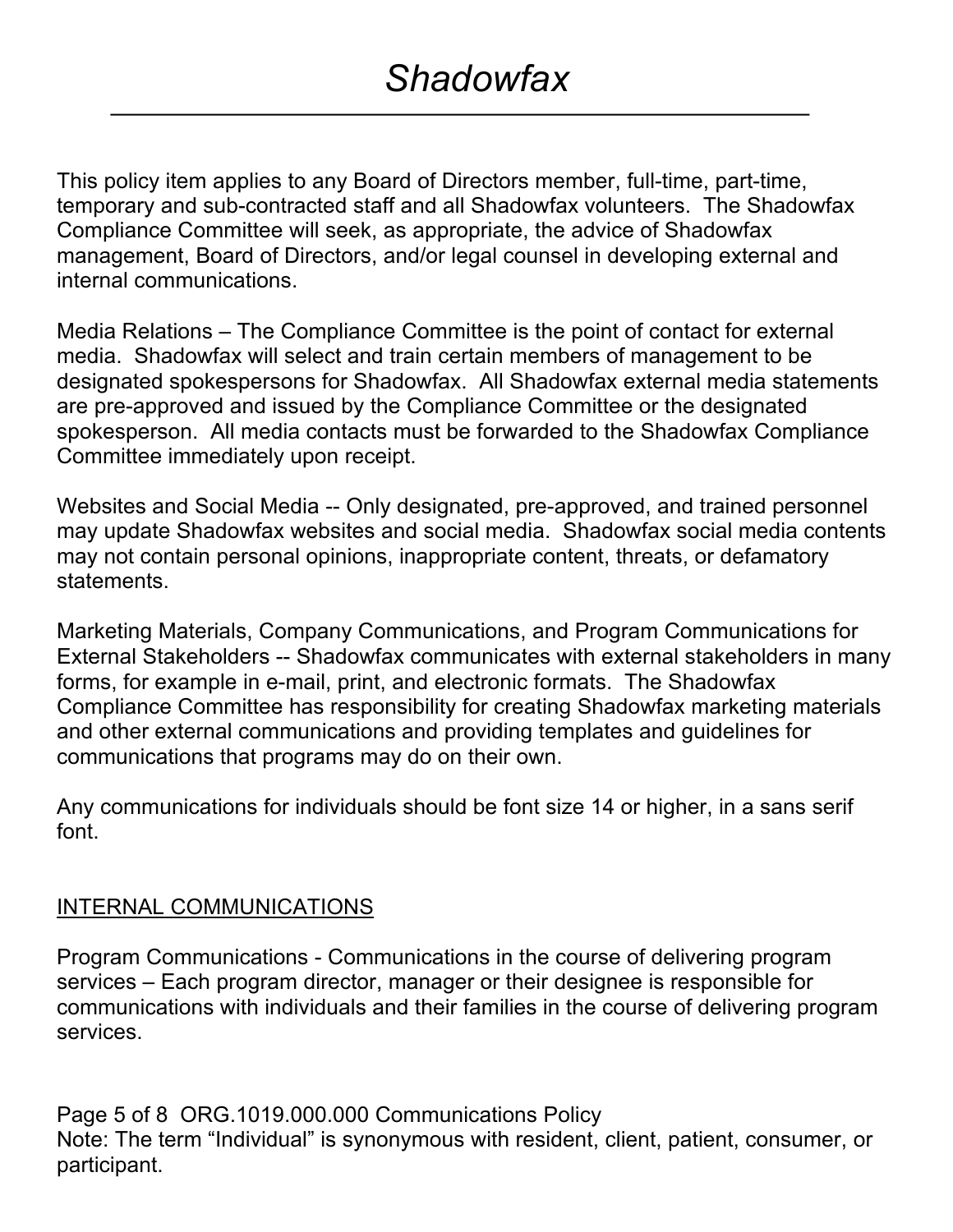This policy item applies to any Board of Directors member, full-time, part-time, temporary and sub-contracted staff and all Shadowfax volunteers. The Shadowfax Compliance Committee will seek, as appropriate, the advice of Shadowfax management, Board of Directors, and/or legal counsel in developing external and internal communications.

Media Relations – The Compliance Committee is the point of contact for external media. Shadowfax will select and train certain members of management to be designated spokespersons for Shadowfax. All Shadowfax external media statements are pre-approved and issued by the Compliance Committee or the designated spokesperson. All media contacts must be forwarded to the Shadowfax Compliance Committee immediately upon receipt.

Websites and Social Media -- Only designated, pre-approved, and trained personnel may update Shadowfax websites and social media. Shadowfax social media contents may not contain personal opinions, inappropriate content, threats, or defamatory statements.

Marketing Materials, Company Communications, and Program Communications for External Stakeholders -- Shadowfax communicates with external stakeholders in many forms, for example in e-mail, print, and electronic formats. The Shadowfax Compliance Committee has responsibility for creating Shadowfax marketing materials and other external communications and providing templates and guidelines for communications that programs may do on their own.

Any communications for individuals should be font size 14 or higher, in a sans serif font.

## INTERNAL COMMUNICATIONS

Program Communications - Communications in the course of delivering program services – Each program director, manager or their designee is responsible for communications with individuals and their families in the course of delivering program services.

Note: The term "Individual" is synonymous with resident, client, patient, consumer, or participant.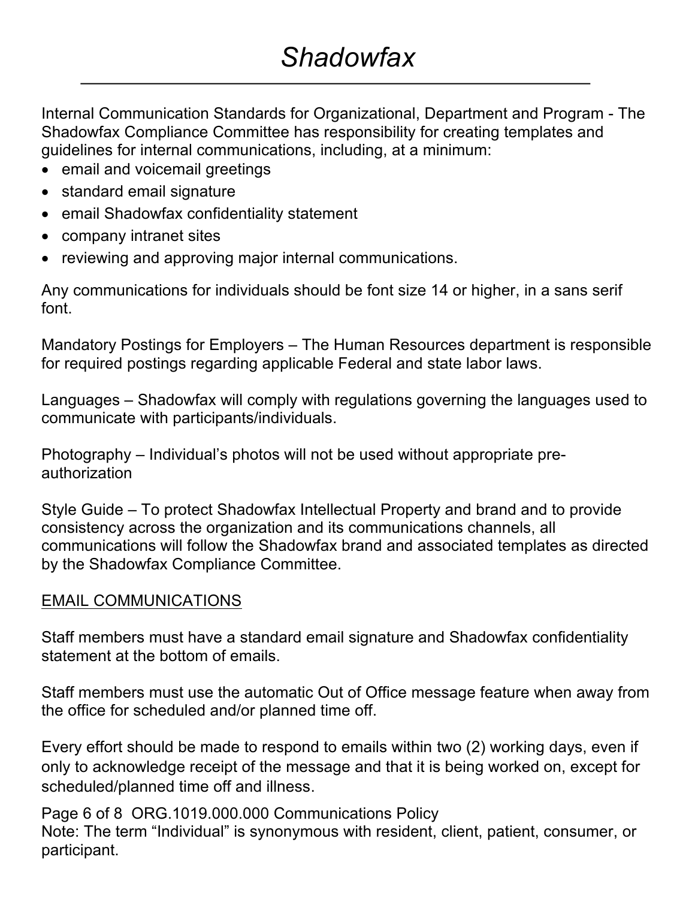Internal Communication Standards for Organizational, Department and Program - The Shadowfax Compliance Committee has responsibility for creating templates and guidelines for internal communications, including, at a minimum:

- email and voicemail greetings
- standard email signature
- email Shadowfax confidentiality statement
- company intranet sites
- reviewing and approving major internal communications.

Any communications for individuals should be font size 14 or higher, in a sans serif font.

Mandatory Postings for Employers – The Human Resources department is responsible for required postings regarding applicable Federal and state labor laws.

Languages – Shadowfax will comply with regulations governing the languages used to communicate with participants/individuals.

Photography – Individual's photos will not be used without appropriate pre-authorization

Style Guide – To protect Shadowfax Intellectual Property and brand and to provide consistency across the organization and its communications channels, all communications will follow the Shadowfax brand and associated templates as directed by the Shadowfax Compliance Committee.

## EMAIL COMMUNICATIONS

Staff members must have a standard email signature and Shadowfax confidentiality statement at the bottom of emails.

Staff members must use the automatic Out of Office message feature when away from the office for scheduled and/or planned time off.

Every effort should be made to respond to emails within two (2) working days, even if only to acknowledge receipt of the message and that it is being worked on, except for scheduled/planned time off and illness.

Note: The term "Individual" is synonymous with resident, client, patient, consumer, or participant.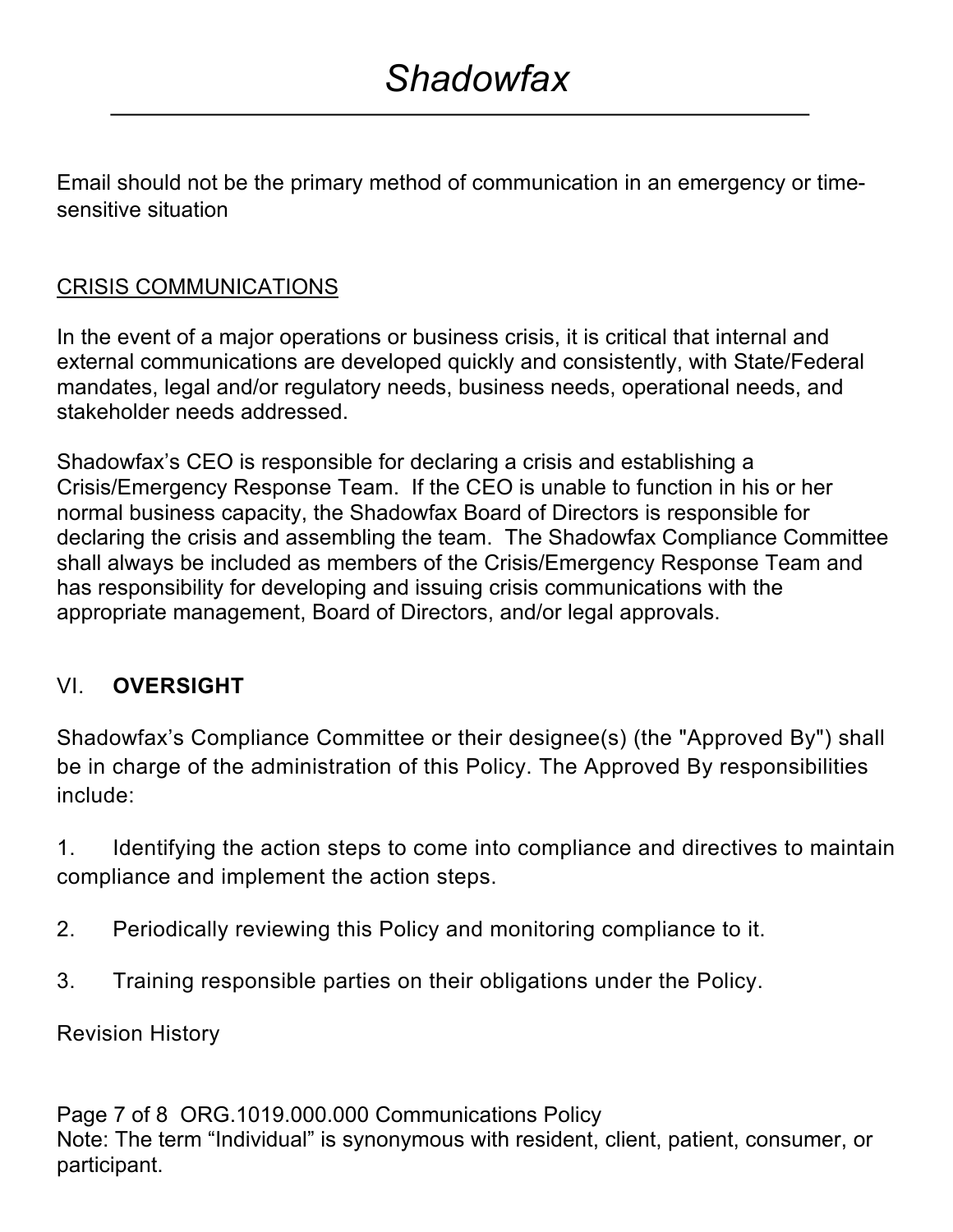Email should not be the primary method of communication in an emergency or time-sensitive situation

CRISIS COMMUNICATIONS

In the event of a major operations or business crisis, it is critical that internal and external communications are developed quickly and consistently, with State/Federal mandates, legal and/or regulatory needs, business needs, operational needs, and stakeholder needs addressed.

Shadowfax's CEO is responsible for declaring a crisis and establishing a Crisis/Emergency Response Team. If the CEO is unable to function in his or her normal business capacity, the Shadowfax Board of Directors is responsible for declaring the crisis and assembling the team. The Shadowfax Compliance Committee shall always be included as members of the Crisis/Emergency Response Team and has responsibility for developing and issuing crisis communications with the appropriate management, Board of Directors, and/or legal approvals.

## VI. **OVERSIGHT**

Shadowfax's Compliance Committee or their designee(s) (the "Approved By") shall be in charge of the administration of this Policy. The Approved By responsibilities include:

1. Identifying the action steps to come into compliance and directives to maintain compliance and implement the action steps.

2. Periodically reviewing this Policy and monitoring compliance to it.

3. Training responsible parties on their obligations under the Policy.

Revision History

Note: The term "Individual" is synonymous with resident, client, patient, consumer, or participant.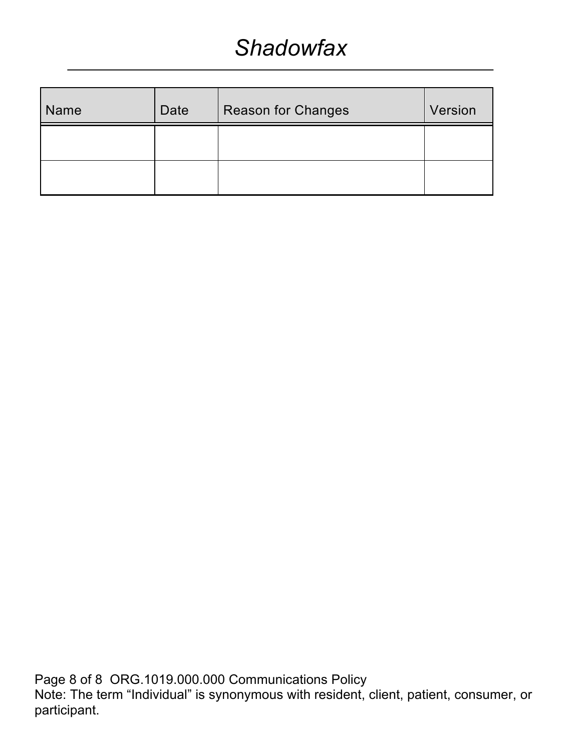| Name | Date | Reason for Changes | Version |
| --- | --- | --- | --- |
| | | | |
| | | | |